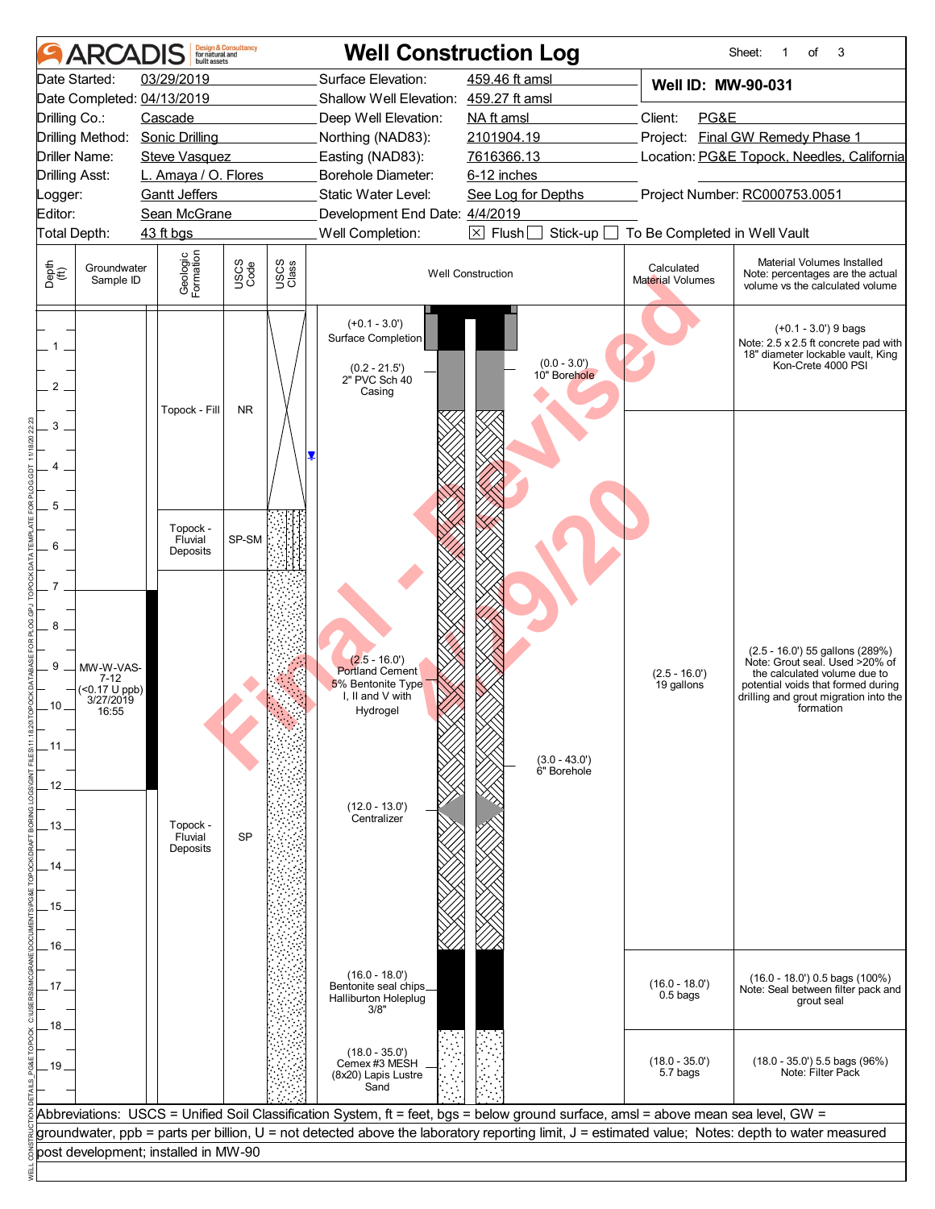# ARCADIS Well Construction Log

Sheet: 1 of 3

| | | | |
|---|---|---|---|
| Date Started: | 03/29/2019 | Surface Elevation: | 459.46 ft amsl |
| Date Completed: | 04/13/2019 | Shallow Well Elevation: | 459.27 ft amsl |
| Drilling Co.: | Cascade | Deep Well Elevation: | NA ft amsl |
| Drilling Method: | Sonic Drilling | Northing (NAD83): | 2101904.19 |
| Driller Name: | Steve Vasquez | Easting (NAD83): | 7616366.13 |
| Drilling Asst: | L. Amaya / O. Flores | Borehole Diameter: | 6-12 inches |
| Logger: | Gantt Jeffers | Static Water Level: | See Log for Depths |
| Editor: | Sean McGrane | Development End Date: | 4/4/2019 |
| Total Depth: | 43 ft bgs | Well Completion: | ☒ Flush ☐ Stick-up ☐ To Be Completed in Well Vault |

**Well ID: MW-90-031**

Client: PG&E
Project: Final GW Remedy Phase 1
Location: PG&E Topock, Needles, California
Project Number: RC000753.0051

| Depth (ft) | Groundwater Sample ID | Geologic Formation | USCS Code | Well Construction | Calculated Material Volumes | Material Volumes Installed (Note: percentages are the actual volume vs the calculated volume) |
|---|---|---|---|---|---|---|
| 0 - 5 | | Topock - Fill | NR | (+0.1 - 3.0') Surface Completion; (0.2 - 21.5') 2" PVC Sch 40 Casing; (0.0 - 3.0') 10" Borehole | | (+0.1 - 3.0') 9 bags. Note: 2.5 x 2.5 ft concrete pad with 18" diameter lockable vault, King Kon-Crete 4000 PSI |
| 5 - 6.5 | | Topock - Fluvial Deposits | SP-SM | | | |
| 6.5 - 19+ | MW-W-VAS-7-12 (<0.17 U ppb) 3/27/2019 16:55 | Topock - Fluvial Deposits | SP | (2.5 - 16.0') Portland Cement 5% Bentonite Type I, II and V with Hydrogel; (3.0 - 43.0') 6" Borehole; (12.0 - 13.0') Centralizer | (2.5 - 16.0') 19 gallons | (2.5 - 16.0') 55 gallons (289%) Note: Grout seal. Used >20% of the calculated volume due to potential voids that formed during drilling and grout migration into the formation |
| | | | | (16.0 - 18.0') Bentonite seal chips Halliburton Holeplug 3/8" | (16.0 - 18.0') 0.5 bags | (16.0 - 18.0') 0.5 bags (100%) Note: Seal between filter pack and grout seal |
| | | | | (18.0 - 35.0') Cemex #3 MESH (8x20) Lapis Lustre Sand | (18.0 - 35.0') 5.7 bags | (18.0 - 35.0') 5.5 bags (96%) Note: Filter Pack |

Abbreviations: USCS = Unified Soil Classification System, ft = feet, bgs = below ground surface, amsl = above mean sea level, GW = groundwater, ppb = parts per billion, U = not detected above the laboratory reporting limit, J = estimated value; Notes: depth to water measured post development; installed in MW-90

Final - Revised 4/29/20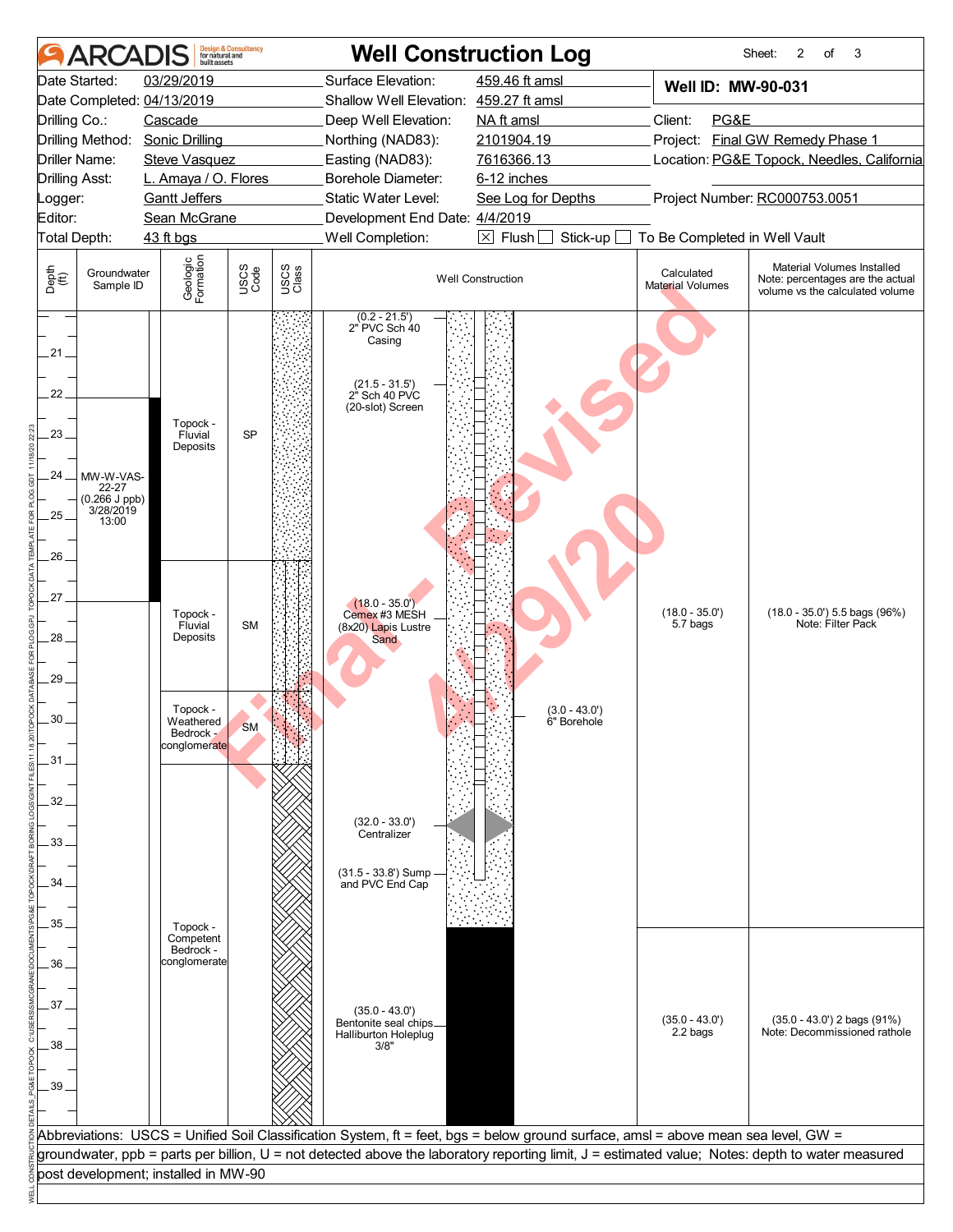# ARCADIS Well Construction Log

| | | | | |
|---|---|---|---|---|
| Date Started: | 03/29/2019 | Surface Elevation: | 459.46 ft amsl | **Well ID: MW-90-031** |
| Date Completed: | 04/13/2019 | Shallow Well Elevation: | 459.27 ft amsl | |
| Drilling Co.: | Cascade | Deep Well Elevation: | NA ft amsl | Client: PG&E |
| Drilling Method: | Sonic Drilling | Northing (NAD83): | 2101904.19 | Project: Final GW Remedy Phase 1 |
| Driller Name: | Steve Vasquez | Easting (NAD83): | 7616366.13 | Location: PG&E Topock, Needles, California |
| Drilling Asst: | L. Amaya / O. Flores | Borehole Diameter: | 6-12 inches | |
| Logger: | Gantt Jeffers | Static Water Level: | See Log for Depths | Project Number: RC000753.0051 |
| Editor: | Sean McGrane | Development End Date: | 4/4/2019 | |
| Total Depth: | 43 ft bgs | Well Completion: | ☒ Flush ☐ Stick-up ☐ To Be Completed in Well Vault | |

Final - Revised 4/29/20

| Depth (ft) | Groundwater Sample ID | Geologic Formation | USCS Code | Well Construction | Calculated Material Volumes | Material Volumes Installed (Note: percentages are the actual volume vs the calculated volume) |
|---|---|---|---|---|---|---|
| 20–26.1 | MW-W-VAS-22-27 (0.266 J ppb) 3/28/2019 13:00 (22–27) | Topock - Fluvial Deposits | SP | (0.2 - 21.5') 2" PVC Sch 40 Casing; (21.5 - 31.5') 2" Sch 40 PVC (20-slot) Screen | | |
| 26.1–29.3 | | Topock - Fluvial Deposits | SM | (18.0 - 35.0') Cemex #3 MESH (8x20) Lapis Lustre Sand | (18.0 - 35.0') 5.7 bags | (18.0 - 35.0') 5.5 bags (96%) Note: Filter Pack |
| 29.3–31.1 | | Topock - Weathered Bedrock - conglomerate | SM | (3.0 - 43.0') 6" Borehole | | |
| 31.1–39+ | | Topock - Competent Bedrock - conglomerate | | (32.0 - 33.0') Centralizer; (31.5 - 33.8') Sump and PVC End Cap; (35.0 - 43.0') Bentonite seal chips Halliburton Holeplug 3/8" | (35.0 - 43.0') 2.2 bags | (35.0 - 43.0') 2 bags (91%) Note: Decommissioned rathole |

Abbreviations: USCS = Unified Soil Classification System, ft = feet, bgs = below ground surface, amsl = above mean sea level, GW = groundwater, ppb = parts per billion, U = not detected above the laboratory reporting limit, J = estimated value; Notes: depth to water measured post development; installed in MW-90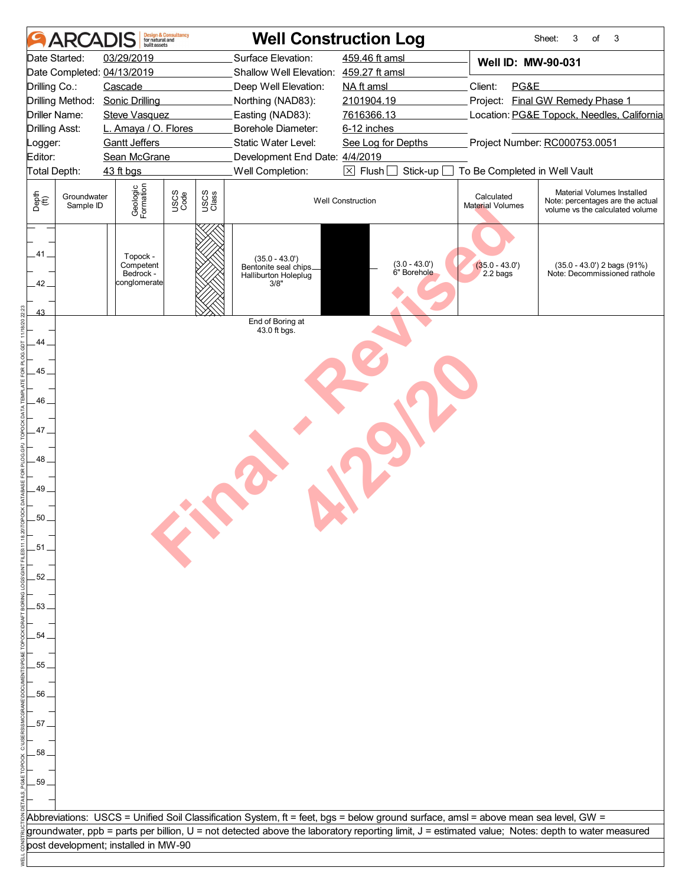# Well Construction Log

ARCADIS Design & Consultancy for natural and built assets

| | | | |
|---|---|---|---|
| Date Started: | 03/29/2019 | Surface Elevation: | 459.46 ft amsl |
| Date Completed: | 04/13/2019 | Shallow Well Elevation: | 459.27 ft amsl |
| Drilling Co.: | Cascade | Deep Well Elevation: | NA ft amsl |
| Drilling Method: | Sonic Drilling | Northing (NAD83): | 2101904.19 |
| Driller Name: | Steve Vasquez | Easting (NAD83): | 7616366.13 |
| Drilling Asst: | L. Amaya / O. Flores | Borehole Diameter: | 6-12 inches |
| Logger: | Gantt Jeffers | Static Water Level: | See Log for Depths |
| Editor: | Sean McGrane | Development End Date: | 4/4/2019 |
| Total Depth: | 43 ft bgs | Well Completion: | ☒ Flush ☐ Stick-up ☐ To Be Completed in Well Vault |

**Well ID: MW-90-031**

Client: PG&E
Project: Final GW Remedy Phase 1
Location: PG&E Topock, Needles, California
Project Number: RC000753.0051

| Depth (ft) | Groundwater Sample ID | Geologic Formation | USCS Code | USCS Class | Well Construction | | Calculated Material Volumes | Material Volumes Installed Note: percentages are the actual volume vs the calculated volume |
|---|---|---|---|---|---|---|---|---|
| 41–43 | | Topock - Competent Bedrock - conglomerate | | | (35.0 - 43.0') Bentonite seal chips Halliburton Holeplug 3/8" | (3.0 - 43.0') 6" Borehole | (35.0 - 43.0') 2.2 bags | (35.0 - 43.0') 2 bags (91%) Note: Decommissioned rathole |

End of Boring at 43.0 ft bgs.

Final - Revised 4/29/20

Abbreviations: USCS = Unified Soil Classification System, ft = feet, bgs = below ground surface, amsl = above mean sea level, GW = groundwater, ppb = parts per billion, U = not detected above the laboratory reporting limit, J = estimated value; Notes: depth to water measured post development; installed in MW-90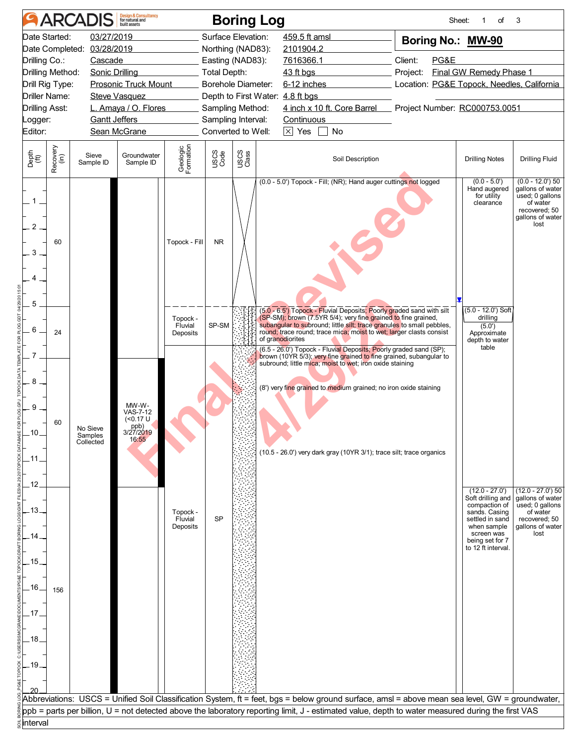# ARCADIS — Boring Log

Sheet: 1 of 3

| | | | |
|---|---|---|---|
| Date Started: | 03/27/2019 | Surface Elevation: | 459.5 ft amsl |
| Date Completed: | 03/28/2019 | Northing (NAD83): | 2101904.2 |
| Drilling Co.: | Cascade | Easting (NAD83): | 7616366.1 |
| Drilling Method: | Sonic Drilling | Total Depth: | 43 ft bgs |
| Drill Rig Type: | Prosonic Truck Mount | Borehole Diameter: | 6-12 inches |
| Driller Name: | Steve Vasquez | Depth to First Water: | 4.8 ft bgs |
| Drilling Asst: | L. Amaya / O. Flores | Sampling Method: | 4 inch x 10 ft. Core Barrel |
| Logger: | Gantt Jeffers | Sampling Interval: | Continuous |
| Editor: | Sean McGrane | Converted to Well: | ☒ Yes ☐ No |

**Boring No.: MW-90**

Client: PG&E
Project: Final GW Remedy Phase 1
Location: PG&E Topock, Needles, California
Project Number: RC000753.0051

| Depth (ft) | Recovery (in) | Sieve Sample ID | Groundwater Sample ID | Geologic Formation | USCS Code | Soil Description | Drilling Notes | Drilling Fluid |
|---|---|---|---|---|---|---|---|---|
| 0–5 | 60 | | | Topock - Fill | NR | (0.0 - 5.0') Topock - Fill; (NR); Hand auger cuttings not logged | (0.0 - 5.0') Hand augered for utility clearance | (0.0 - 12.0') 50 gallons of water used; 0 gallons of water recovered; 50 gallons of water lost |
| 5–6.5 | 24 | | | Topock - Fluvial Deposits | SP-SM | (5.0 - 6.5') Topock - Fluvial Deposits; Poorly graded sand with silt (SP-SM); brown (7.5YR 5/4); very fine grained to fine grained, subangular to subround; little silt; trace granules to small pebbles, round; trace round; trace mica; moist to wet; larger clasts consist of granodiorites | (5.0 - 12.0') Soft drilling<br>(5.0') Approximate depth to water table | |
| 6.5–12 | 60 | No Sieve Samples Collected | MW-W-VAS-7-12 (<0.17 U ppb) 3/27/2019 16:55 | | | (6.5 - 26.0') Topock - Fluvial Deposits; Poorly graded sand (SP); brown (10YR 5/3); very fine grained to fine grained, subangular to subround; little mica; moist to wet; iron oxide staining<br>(8') very fine grained to medium grained; no iron oxide staining<br>(10.5 - 26.0') very dark gray (10YR 3/1); trace silt; trace organics | | |
| 12–20 | 156 | | | Topock - Fluvial Deposits | SP | | (12.0 - 27.0') Soft drilling and compaction of sands. Casing settled in sand when sample screen was being set for 7 to 12 ft interval. | (12.0 - 27.0') 50 gallons of water used; 0 gallons of water recovered; 50 gallons of water lost |

Abbreviations: USCS = Unified Soil Classification System, ft = feet, bgs = below ground surface, amsl = above mean sea level, GW = groundwater, ppb = parts per billion, U = not detected above the laboratory reporting limit, J - estimated value, depth to water measured during the first VAS interval

Final - Revised 4/29/20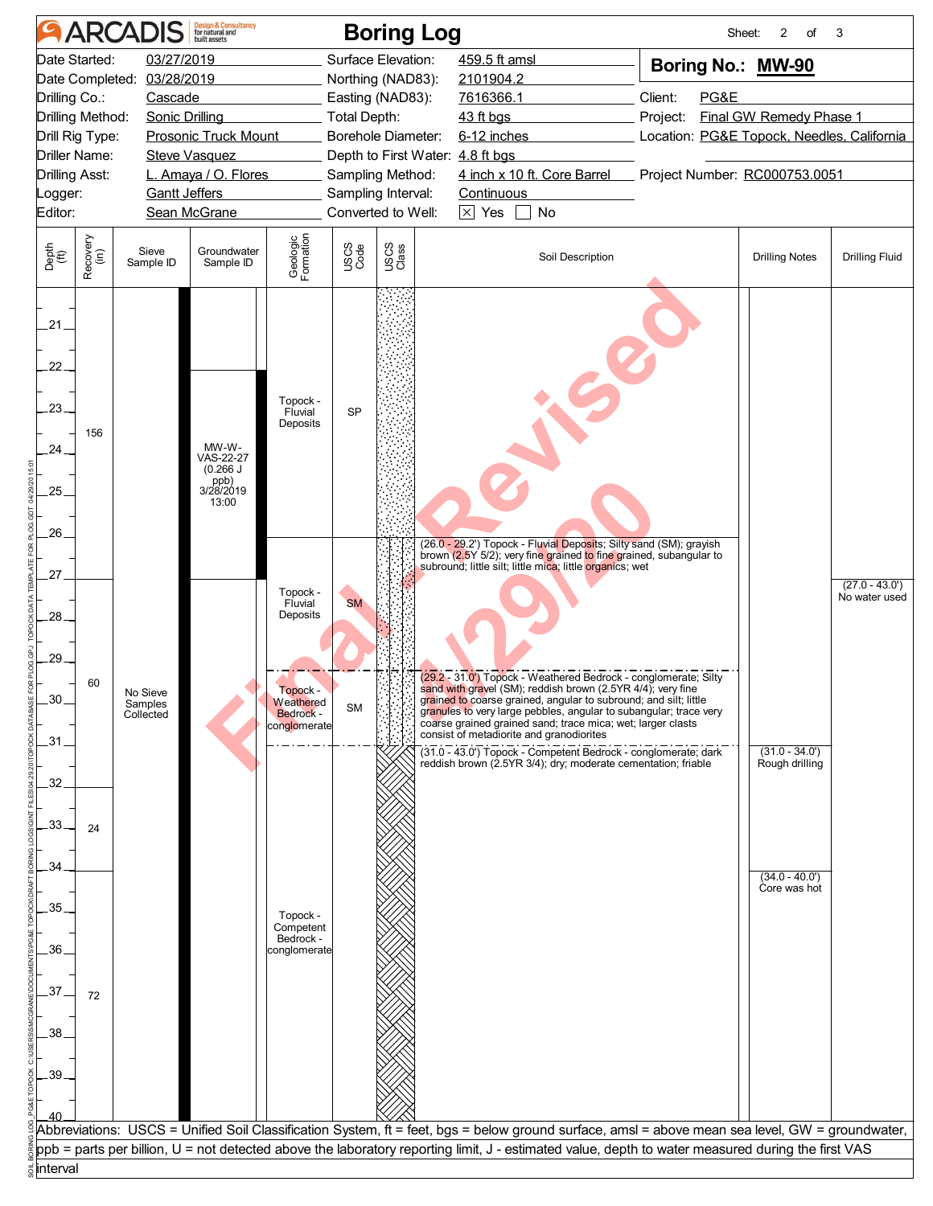# Boring Log

ARCADIS Design & Consultancy for natural and built assets

Sheet: 2 of 3

| | | | |
|---|---|---|---|
| Date Started: | 03/27/2019 | Surface Elevation: | 459.5 ft amsl |
| Date Completed: | 03/28/2019 | Northing (NAD83): | 2101904.2 |
| Drilling Co.: | Cascade | Easting (NAD83): | 7616366.1 |
| Drilling Method: | Sonic Drilling | Total Depth: | 43 ft bgs |
| Drill Rig Type: | Prosonic Truck Mount | Borehole Diameter: | 6-12 inches |
| Driller Name: | Steve Vasquez | Depth to First Water: | 4.8 ft bgs |
| Drilling Asst: | L. Amaya / O. Flores | Sampling Method: | 4 inch x 10 ft. Core Barrel |
| Logger: | Gantt Jeffers | Sampling Interval: | Continuous |
| Editor: | Sean McGrane | Converted to Well: | ☒ Yes ☐ No |

**Boring No.: MW-90**

Client: PG&E
Project: Final GW Remedy Phase 1
Location: PG&E Topock, Needles, California
Project Number: RC000753.0051

| Depth (ft) | Recovery (in) | Sieve Sample ID | Groundwater Sample ID | Geologic Formation | USCS Code | Soil Description | Drilling Notes | Drilling Fluid |
|---|---|---|---|---|---|---|---|---|
| 21–27 | 156 | No Sieve Samples Collected | MW-W-VAS-22-27 (0.266 J ppb) 3/28/2019 13:00 | Topock - Fluvial Deposits | SP | | | |
| 26.0–29.2 | 60 | | | Topock - Fluvial Deposits | SM | (26.0 - 29.2') Topock - Fluvial Deposits; Silty sand (SM); grayish brown (2.5Y 5/2); very fine grained to fine grained, subangular to subround; little silt; little mica; little organics; wet | | (27.0 - 43.0') No water used |
| 29.2–31.0 | | | | Topock - Weathered Bedrock - conglomerate | SM | (29.2 - 31.0') Topock - Weathered Bedrock - conglomerate; Silty sand with gravel (SM); reddish brown (2.5YR 4/4); very fine grained to coarse grained, angular to subround; and silt; little granules to very large pebbles, angular to subangular; trace very coarse grained grained sand; trace mica; wet; larger clasts consist of metadiorite and granodiorites | | |
| 31.0–43.0 | 24 (32–34); 72 (34–40) | | | Topock - Competent Bedrock - conglomerate | | (31.0 - 43.0') Topock - Competent Bedrock - conglomerate; dark reddish brown (2.5YR 3/4); dry; moderate cementation; friable | (31.0 - 34.0') Rough drilling; (34.0 - 40.0') Core was hot | |

Abbreviations: USCS = Unified Soil Classification System, ft = feet, bgs = below ground surface, amsl = above mean sea level, GW = groundwater, ppb = parts per billion, U = not detected above the laboratory reporting limit, J - estimated value, depth to water measured during the first VAS interval

Final - Revised 4/29/20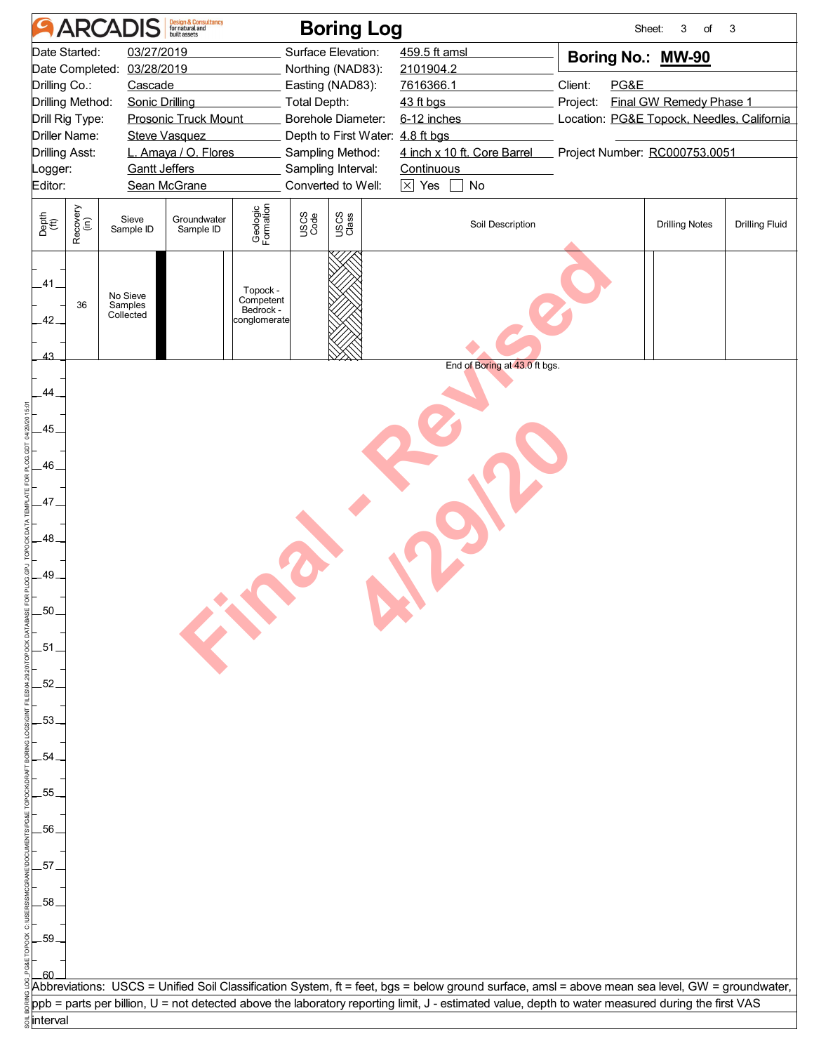# ARCADIS Boring Log

| | | | |
|---|---|---|---|
| Date Started: | 03/27/2019 | Surface Elevation: | 459.5 ft amsl |
| Date Completed: | 03/28/2019 | Northing (NAD83): | 2101904.2 |
| Drilling Co.: | Cascade | Easting (NAD83): | 7616366.1 |
| Drilling Method: | Sonic Drilling | Total Depth: | 43 ft bgs |
| Drill Rig Type: | Prosonic Truck Mount | Borehole Diameter: | 6-12 inches |
| Driller Name: | Steve Vasquez | Depth to First Water: | 4.8 ft bgs |
| Drilling Asst: | L. Amaya / O. Flores | Sampling Method: | 4 inch x 10 ft. Core Barrel |
| Logger: | Gantt Jeffers | Sampling Interval: | Continuous |
| Editor: | Sean McGrane | Converted to Well: | ☒ Yes ☐ No |

**Boring No.: MW-90**

Client: PG&E
Project: Final GW Remedy Phase 1
Location: PG&E Topock, Needles, California
Project Number: RC000753.0051

| Depth (ft) | Recovery (in) | Sieve Sample ID | Groundwater Sample ID | Geologic Formation | USCS Code | USCS Class | Soil Description | Drilling Notes | Drilling Fluid |
|---|---|---|---|---|---|---|---|---|---|
| 41–43 | 36 | No Sieve Samples Collected | | Topock - Competent Bedrock - conglomerate | | | | | |

End of Boring at 43.0 ft bgs.

Final - Revised 4/29/20

Abbreviations: USCS = Unified Soil Classification System, ft = feet, bgs = below ground surface, amsl = above mean sea level, GW = groundwater, ppb = parts per billion, U = not detected above the laboratory reporting limit, J - estimated value, depth to water measured during the first VAS interval